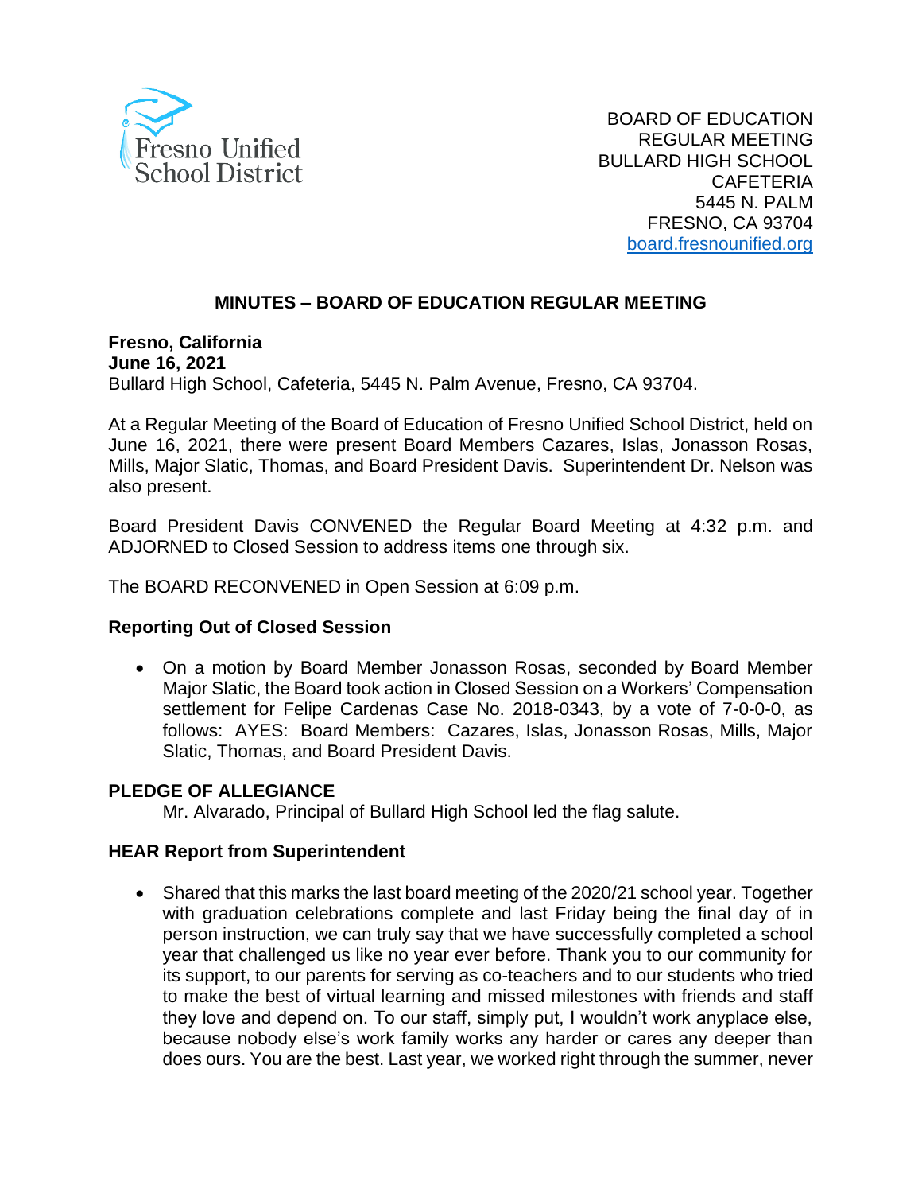Fresno Unified School District

BOARD OF EDUCATION
REGULAR MEETING
BULLARD HIGH SCHOOL
CAFETERIA
5445 N. PALM
FRESNO, CA 93704
board.fresnounified.org

# MINUTES – BOARD OF EDUCATION REGULAR MEETING

**Fresno, California**
**June 16, 2021**
Bullard High School, Cafeteria, 5445 N. Palm Avenue, Fresno, CA 93704.

At a Regular Meeting of the Board of Education of Fresno Unified School District, held on June 16, 2021, there were present Board Members Cazares, Islas, Jonasson Rosas, Mills, Major Slatic, Thomas, and Board President Davis. Superintendent Dr. Nelson was also present.

Board President Davis CONVENED the Regular Board Meeting at 4:32 p.m. and ADJOURNED to Closed Session to address items one through six.

The BOARD RECONVENED in Open Session at 6:09 p.m.

## Reporting Out of Closed Session

- On a motion by Board Member Jonasson Rosas, seconded by Board Member Major Slatic, the Board took action in Closed Session on a Workers' Compensation settlement for Felipe Cardenas Case No. 2018-0343, by a vote of 7-0-0-0, as follows: AYES: Board Members: Cazares, Islas, Jonasson Rosas, Mills, Major Slatic, Thomas, and Board President Davis.

## PLEDGE OF ALLEGIANCE

Mr. Alvarado, Principal of Bullard High School led the flag salute.

## HEAR Report from Superintendent

- Shared that this marks the last board meeting of the 2020/21 school year. Together with graduation celebrations complete and last Friday being the final day of in person instruction, we can truly say that we have successfully completed a school year that challenged us like no year ever before. Thank you to our community for its support, to our parents for serving as co-teachers and to our students who tried to make the best of virtual learning and missed milestones with friends and staff they love and depend on. To our staff, simply put, I wouldn't work anyplace else, because nobody else's work family works any harder or cares any deeper than does ours. You are the best. Last year, we worked right through the summer, never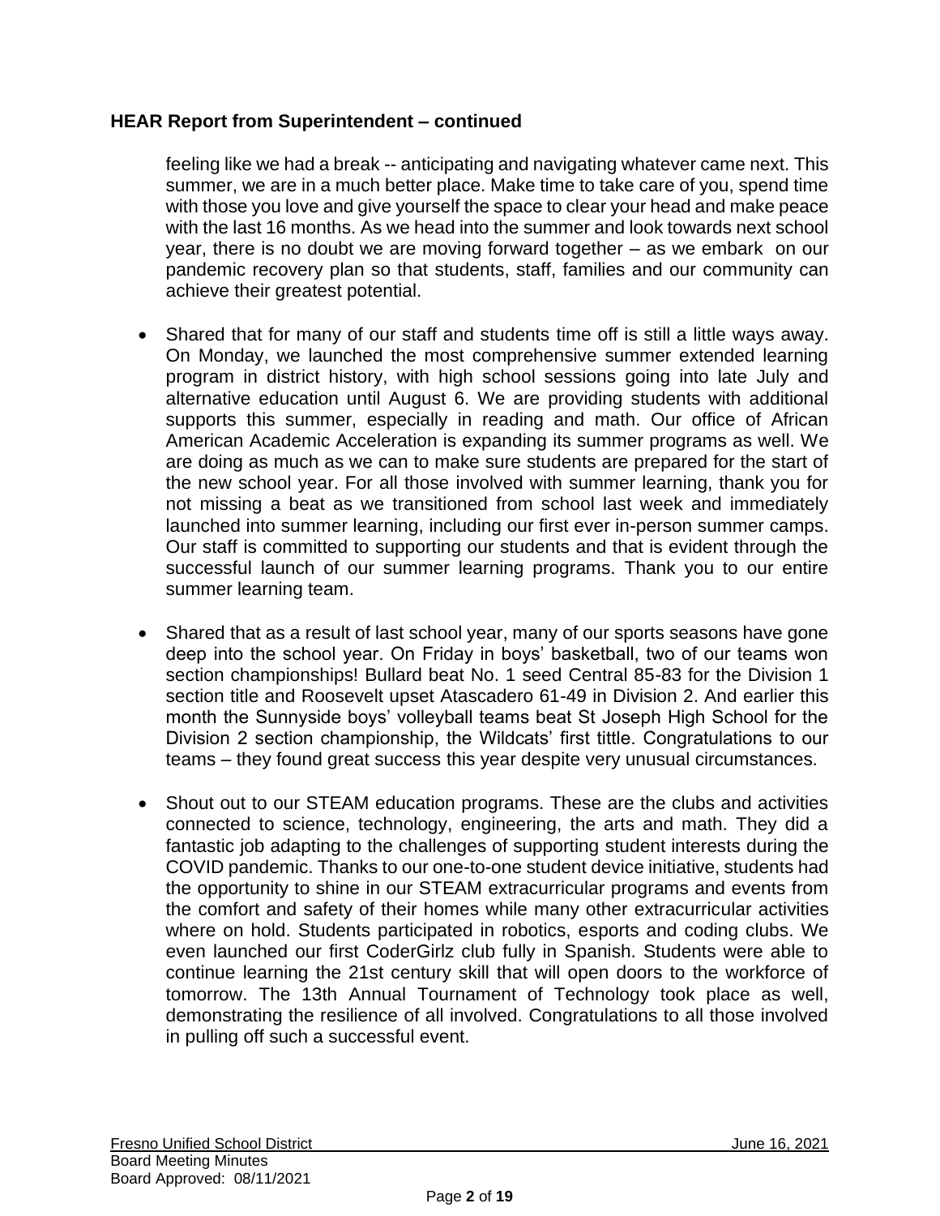## HEAR Report from Superintendent – continued

feeling like we had a break -- anticipating and navigating whatever came next. This summer, we are in a much better place. Make time to take care of you, spend time with those you love and give yourself the space to clear your head and make peace with the last 16 months. As we head into the summer and look towards next school year, there is no doubt we are moving forward together – as we embark on our pandemic recovery plan so that students, staff, families and our community can achieve their greatest potential.

- Shared that for many of our staff and students time off is still a little ways away. On Monday, we launched the most comprehensive summer extended learning program in district history, with high school sessions going into late July and alternative education until August 6. We are providing students with additional supports this summer, especially in reading and math. Our office of African American Academic Acceleration is expanding its summer programs as well. We are doing as much as we can to make sure students are prepared for the start of the new school year. For all those involved with summer learning, thank you for not missing a beat as we transitioned from school last week and immediately launched into summer learning, including our first ever in-person summer camps. Our staff is committed to supporting our students and that is evident through the successful launch of our summer learning programs. Thank you to our entire summer learning team.

- Shared that as a result of last school year, many of our sports seasons have gone deep into the school year. On Friday in boys' basketball, two of our teams won section championships! Bullard beat No. 1 seed Central 85-83 for the Division 1 section title and Roosevelt upset Atascadero 61-49 in Division 2. And earlier this month the Sunnyside boys' volleyball teams beat St Joseph High School for the Division 2 section championship, the Wildcats' first tittle. Congratulations to our teams – they found great success this year despite very unusual circumstances.

- Shout out to our STEAM education programs. These are the clubs and activities connected to science, technology, engineering, the arts and math. They did a fantastic job adapting to the challenges of supporting student interests during the COVID pandemic. Thanks to our one-to-one student device initiative, students had the opportunity to shine in our STEAM extracurricular programs and events from the comfort and safety of their homes while many other extracurricular activities where on hold. Students participated in robotics, esports and coding clubs. We even launched our first CoderGirlz club fully in Spanish. Students were able to continue learning the 21st century skill that will open doors to the workforce of tomorrow. The 13th Annual Tournament of Technology took place as well, demonstrating the resilience of all involved. Congratulations to all those involved in pulling off such a successful event.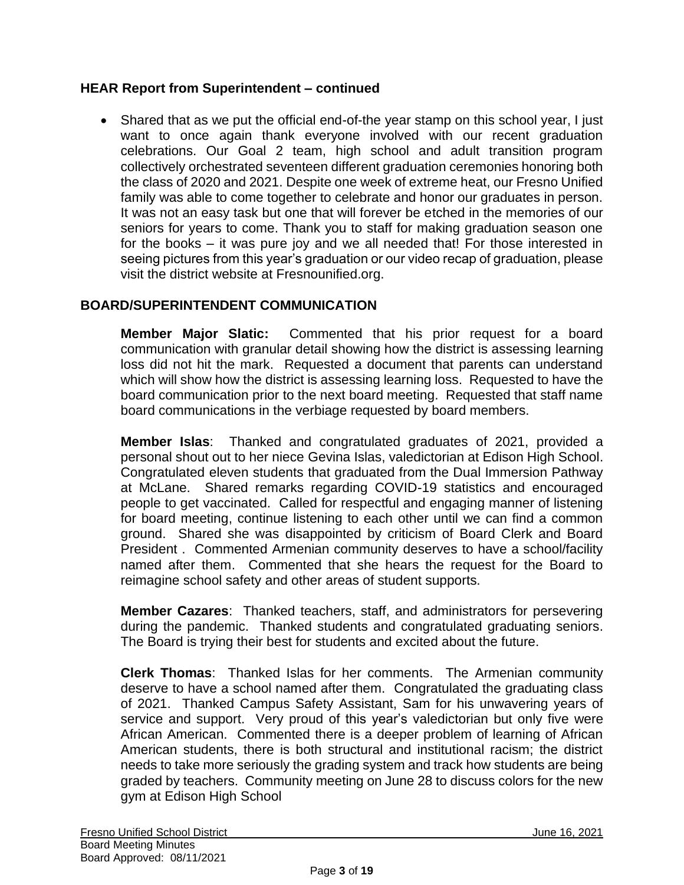## HEAR Report from Superintendent – continued

- Shared that as we put the official end-of-the year stamp on this school year, I just want to once again thank everyone involved with our recent graduation celebrations. Our Goal 2 team, high school and adult transition program collectively orchestrated seventeen different graduation ceremonies honoring both the class of 2020 and 2021. Despite one week of extreme heat, our Fresno Unified family was able to come together to celebrate and honor our graduates in person. It was not an easy task but one that will forever be etched in the memories of our seniors for years to come. Thank you to staff for making graduation season one for the books – it was pure joy and we all needed that! For those interested in seeing pictures from this year's graduation or our video recap of graduation, please visit the district website at Fresnounified.org.

## BOARD/SUPERINTENDENT COMMUNICATION

**Member Major Slatic:** Commented that his prior request for a board communication with granular detail showing how the district is assessing learning loss did not hit the mark. Requested a document that parents can understand which will show how the district is assessing learning loss. Requested to have the board communication prior to the next board meeting. Requested that staff name board communications in the verbiage requested by board members.

**Member Islas**: Thanked and congratulated graduates of 2021, provided a personal shout out to her niece Gevina Islas, valedictorian at Edison High School. Congratulated eleven students that graduated from the Dual Immersion Pathway at McLane. Shared remarks regarding COVID-19 statistics and encouraged people to get vaccinated. Called for respectful and engaging manner of listening for board meeting, continue listening to each other until we can find a common ground. Shared she was disappointed by criticism of Board Clerk and Board President . Commented Armenian community deserves to have a school/facility named after them. Commented that she hears the request for the Board to reimagine school safety and other areas of student supports.

**Member Cazares**: Thanked teachers, staff, and administrators for persevering during the pandemic. Thanked students and congratulated graduating seniors. The Board is trying their best for students and excited about the future.

**Clerk Thomas**: Thanked Islas for her comments. The Armenian community deserve to have a school named after them. Congratulated the graduating class of 2021. Thanked Campus Safety Assistant, Sam for his unwavering years of service and support. Very proud of this year's valedictorian but only five were African American. Commented there is a deeper problem of learning of African American students, there is both structural and institutional racism; the district needs to take more seriously the grading system and track how students are being graded by teachers. Community meeting on June 28 to discuss colors for the new gym at Edison High School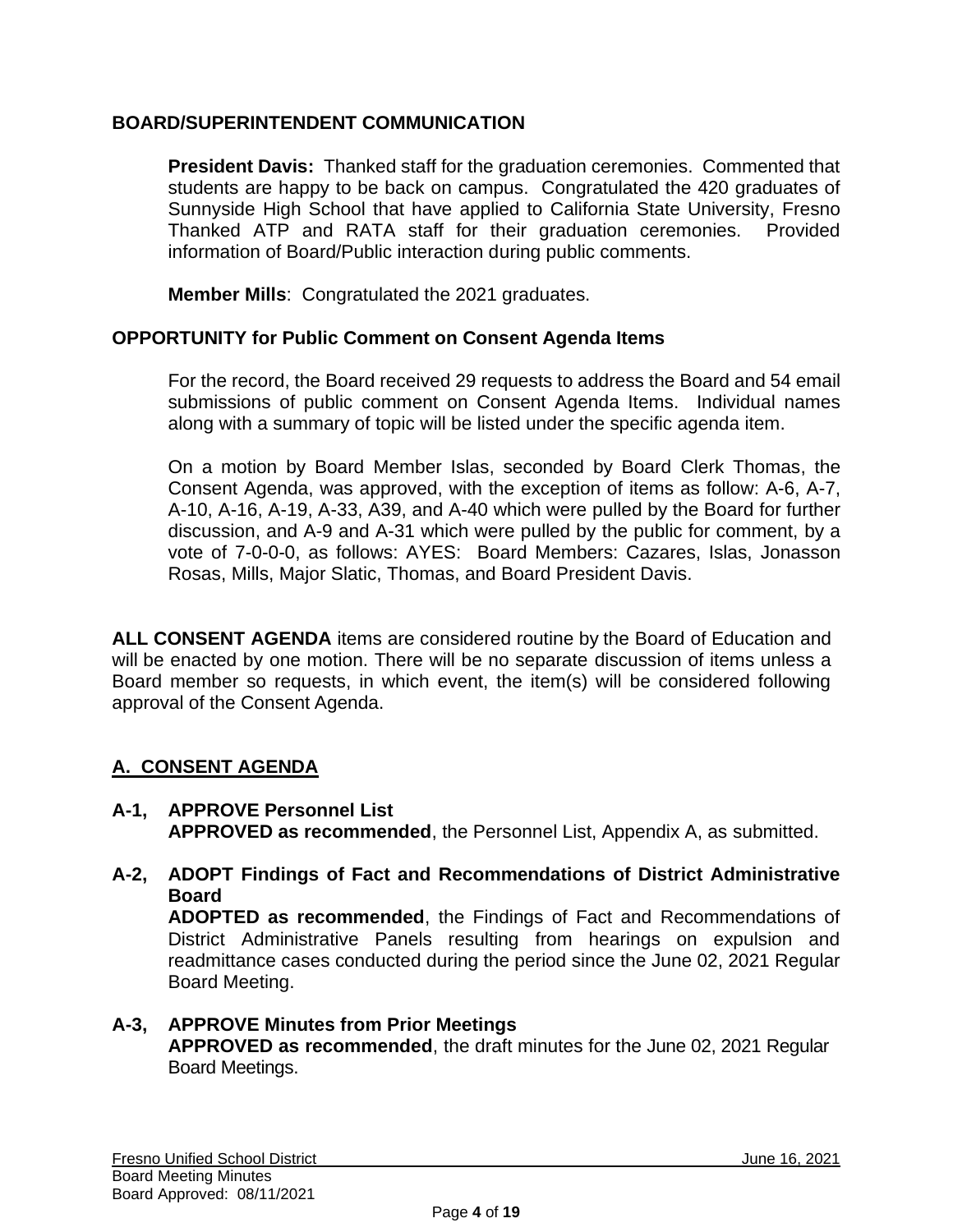## BOARD/SUPERINTENDENT COMMUNICATION

**President Davis:** Thanked staff for the graduation ceremonies. Commented that students are happy to be back on campus. Congratulated the 420 graduates of Sunnyside High School that have applied to California State University, Fresno Thanked ATP and RATA staff for their graduation ceremonies. Provided information of Board/Public interaction during public comments.

**Member Mills**: Congratulated the 2021 graduates.

## OPPORTUNITY for Public Comment on Consent Agenda Items

For the record, the Board received 29 requests to address the Board and 54 email submissions of public comment on Consent Agenda Items. Individual names along with a summary of topic will be listed under the specific agenda item.

On a motion by Board Member Islas, seconded by Board Clerk Thomas, the Consent Agenda, was approved, with the exception of items as follow: A-6, A-7, A-10, A-16, A-19, A-33, A39, and A-40 which were pulled by the Board for further discussion, and A-9 and A-31 which were pulled by the public for comment, by a vote of 7-0-0-0, as follows: AYES: Board Members: Cazares, Islas, Jonasson Rosas, Mills, Major Slatic, Thomas, and Board President Davis.

**ALL CONSENT AGENDA** items are considered routine by the Board of Education and will be enacted by one motion. There will be no separate discussion of items unless a Board member so requests, in which event, the item(s) will be considered following approval of the Consent Agenda.

## A. CONSENT AGENDA

**A-1, APPROVE Personnel List**
**APPROVED as recommended**, the Personnel List, Appendix A, as submitted.

**A-2, ADOPT Findings of Fact and Recommendations of District Administrative Board**
**ADOPTED as recommended**, the Findings of Fact and Recommendations of District Administrative Panels resulting from hearings on expulsion and readmittance cases conducted during the period since the June 02, 2021 Regular Board Meeting.

**A-3, APPROVE Minutes from Prior Meetings**
**APPROVED as recommended**, the draft minutes for the June 02, 2021 Regular Board Meetings.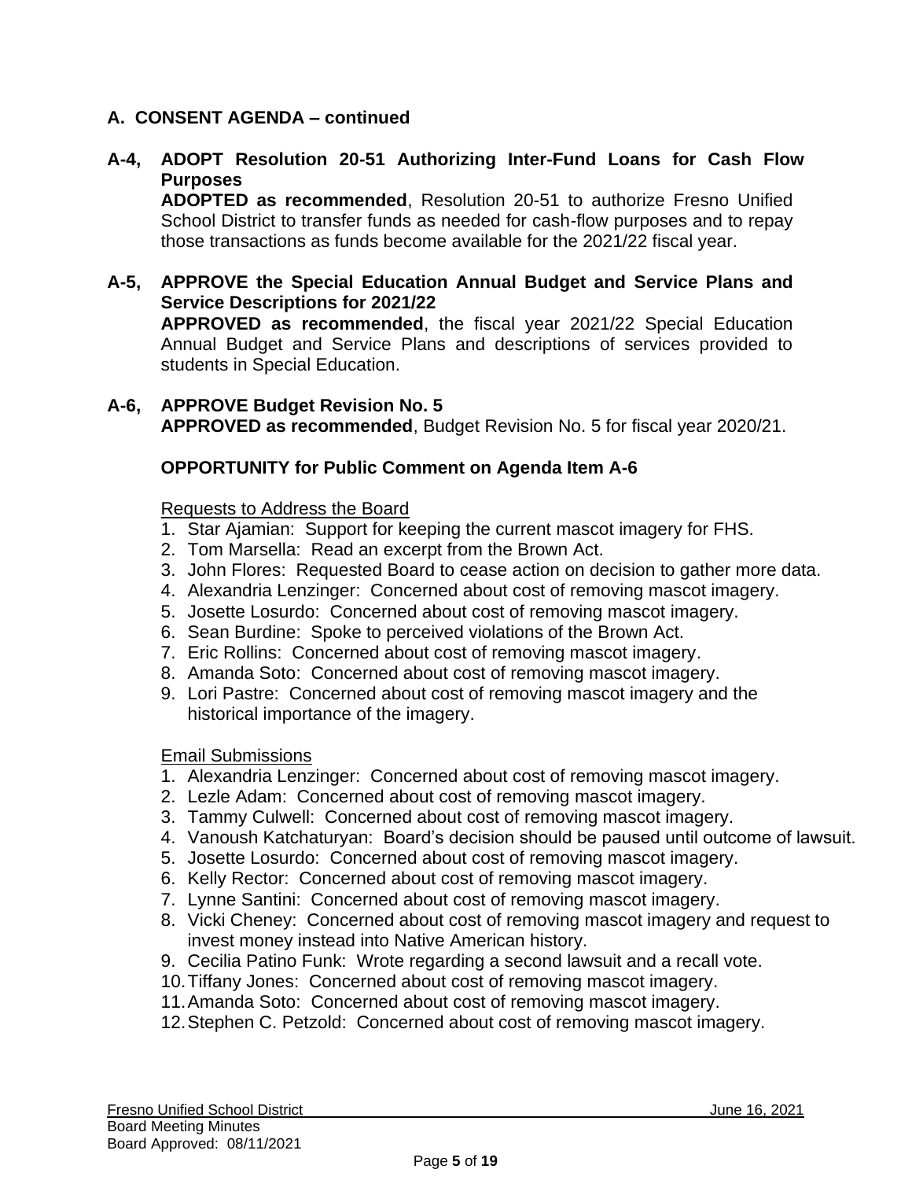## A. CONSENT AGENDA – continued

**A-4, ADOPT Resolution 20-51 Authorizing Inter-Fund Loans for Cash Flow Purposes**

**ADOPTED as recommended**, Resolution 20-51 to authorize Fresno Unified School District to transfer funds as needed for cash-flow purposes and to repay those transactions as funds become available for the 2021/22 fiscal year.

**A-5, APPROVE the Special Education Annual Budget and Service Plans and Service Descriptions for 2021/22**

**APPROVED as recommended**, the fiscal year 2021/22 Special Education Annual Budget and Service Plans and descriptions of services provided to students in Special Education.

**A-6, APPROVE Budget Revision No. 5**

**APPROVED as recommended**, Budget Revision No. 5 for fiscal year 2020/21.

**OPPORTUNITY for Public Comment on Agenda Item A-6**

<u>Requests to Address the Board</u>

1. Star Ajamian: Support for keeping the current mascot imagery for FHS.
2. Tom Marsella: Read an excerpt from the Brown Act.
3. John Flores: Requested Board to cease action on decision to gather more data.
4. Alexandria Lenzinger: Concerned about cost of removing mascot imagery.
5. Josette Losurdo: Concerned about cost of removing mascot imagery.
6. Sean Burdine: Spoke to perceived violations of the Brown Act.
7. Eric Rollins: Concerned about cost of removing mascot imagery.
8. Amanda Soto: Concerned about cost of removing mascot imagery.
9. Lori Pastre: Concerned about cost of removing mascot imagery and the historical importance of the imagery.

<u>Email Submissions</u>

1. Alexandria Lenzinger: Concerned about cost of removing mascot imagery.
2. Lezle Adam: Concerned about cost of removing mascot imagery.
3. Tammy Culwell: Concerned about cost of removing mascot imagery.
4. Vanoush Katchaturyan: Board's decision should be paused until outcome of lawsuit.
5. Josette Losurdo: Concerned about cost of removing mascot imagery.
6. Kelly Rector: Concerned about cost of removing mascot imagery.
7. Lynne Santini: Concerned about cost of removing mascot imagery.
8. Vicki Cheney: Concerned about cost of removing mascot imagery and request to invest money instead into Native American history.
9. Cecilia Patino Funk: Wrote regarding a second lawsuit and a recall vote.
10. Tiffany Jones: Concerned about cost of removing mascot imagery.
11. Amanda Soto: Concerned about cost of removing mascot imagery.
12. Stephen C. Petzold: Concerned about cost of removing mascot imagery.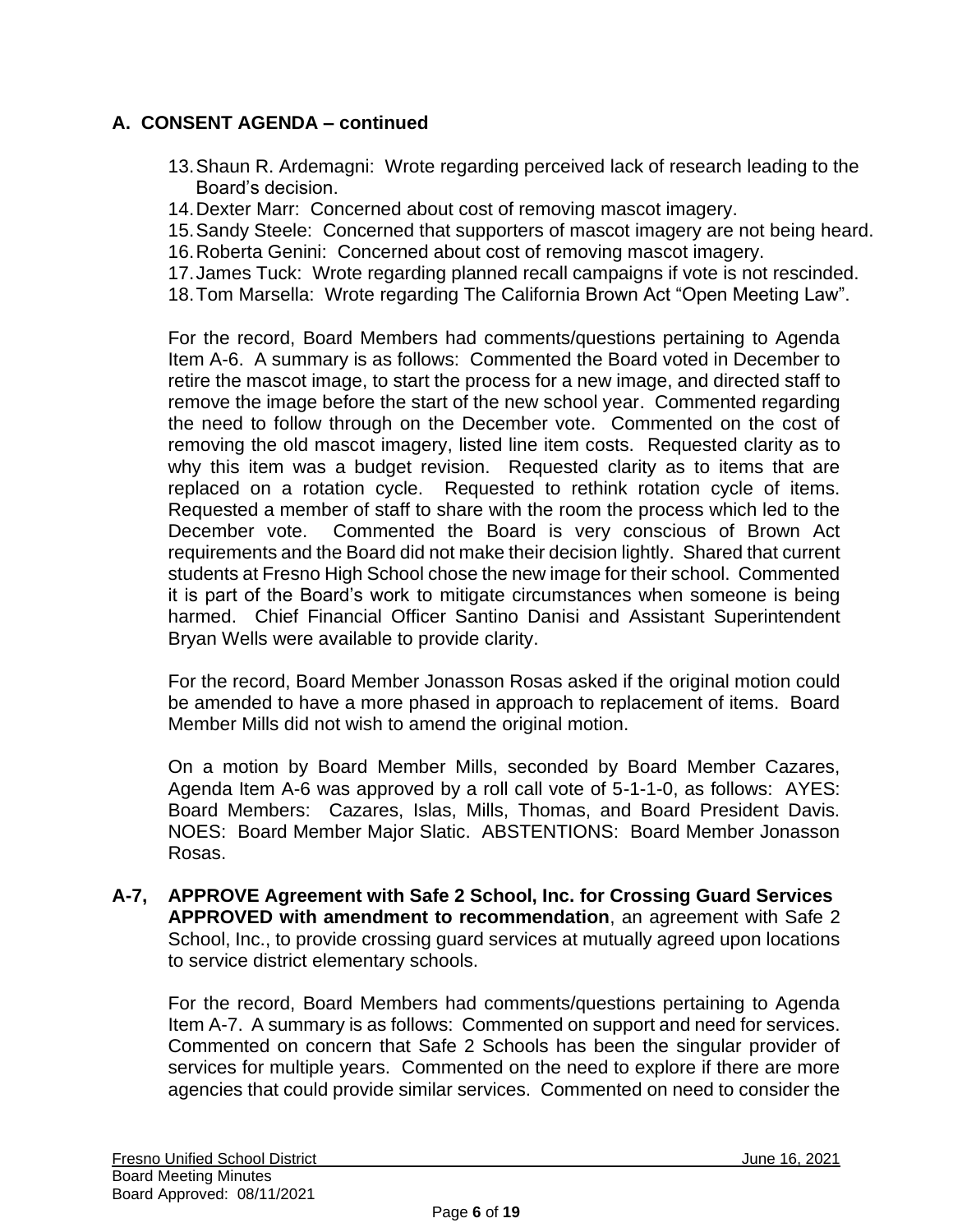## A. CONSENT AGENDA – continued

13. Shaun R. Ardemagni: Wrote regarding perceived lack of research leading to the Board's decision.
14. Dexter Marr: Concerned about cost of removing mascot imagery.
15. Sandy Steele: Concerned that supporters of mascot imagery are not being heard.
16. Roberta Genini: Concerned about cost of removing mascot imagery.
17. James Tuck: Wrote regarding planned recall campaigns if vote is not rescinded.
18. Tom Marsella: Wrote regarding The California Brown Act "Open Meeting Law".

For the record, Board Members had comments/questions pertaining to Agenda Item A-6. A summary is as follows: Commented the Board voted in December to retire the mascot image, to start the process for a new image, and directed staff to remove the image before the start of the new school year. Commented regarding the need to follow through on the December vote. Commented on the cost of removing the old mascot imagery, listed line item costs. Requested clarity as to why this item was a budget revision. Requested clarity as to items that are replaced on a rotation cycle. Requested to rethink rotation cycle of items. Requested a member of staff to share with the room the process which led to the December vote. Commented the Board is very conscious of Brown Act requirements and the Board did not make their decision lightly. Shared that current students at Fresno High School chose the new image for their school. Commented it is part of the Board's work to mitigate circumstances when someone is being harmed. Chief Financial Officer Santino Danisi and Assistant Superintendent Bryan Wells were available to provide clarity.

For the record, Board Member Jonasson Rosas asked if the original motion could be amended to have a more phased in approach to replacement of items. Board Member Mills did not wish to amend the original motion.

On a motion by Board Member Mills, seconded by Board Member Cazares, Agenda Item A-6 was approved by a roll call vote of 5-1-1-0, as follows: AYES: Board Members: Cazares, Islas, Mills, Thomas, and Board President Davis. NOES: Board Member Major Slatic. ABSTENTIONS: Board Member Jonasson Rosas.

**A-7, APPROVE Agreement with Safe 2 School, Inc. for Crossing Guard Services**
**APPROVED with amendment to recommendation**, an agreement with Safe 2 School, Inc., to provide crossing guard services at mutually agreed upon locations to service district elementary schools.

For the record, Board Members had comments/questions pertaining to Agenda Item A-7. A summary is as follows: Commented on support and need for services. Commented on concern that Safe 2 Schools has been the singular provider of services for multiple years. Commented on the need to explore if there are more agencies that could provide similar services. Commented on need to consider the

Fresno Unified School District June 16, 2021
Board Meeting Minutes
Board Approved: 08/11/2021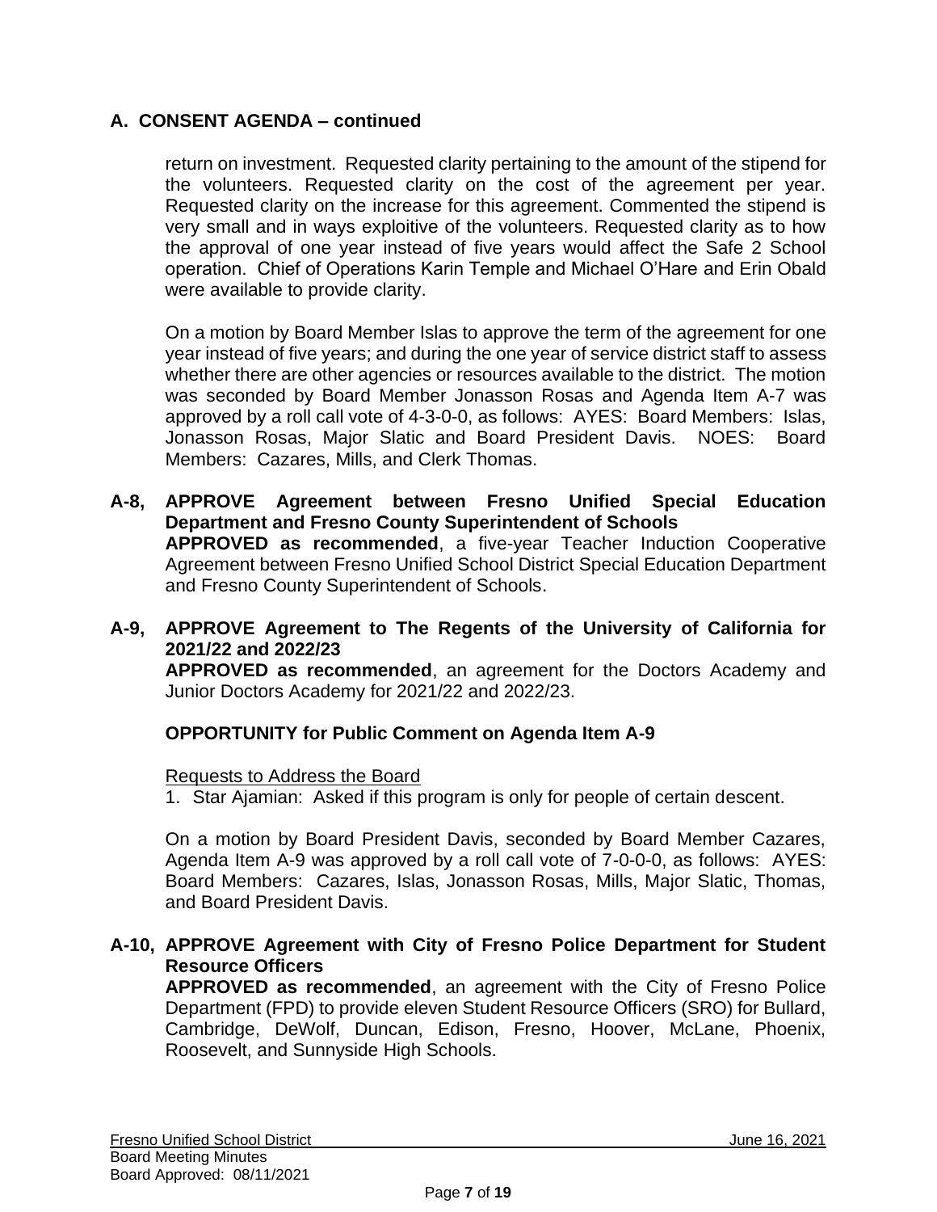## A. CONSENT AGENDA – continued

return on investment. Requested clarity pertaining to the amount of the stipend for the volunteers. Requested clarity on the cost of the agreement per year. Requested clarity on the increase for this agreement. Commented the stipend is very small and in ways exploitive of the volunteers. Requested clarity as to how the approval of one year instead of five years would affect the Safe 2 School operation. Chief of Operations Karin Temple and Michael O'Hare and Erin Obald were available to provide clarity.

On a motion by Board Member Islas to approve the term of the agreement for one year instead of five years; and during the one year of service district staff to assess whether there are other agencies or resources available to the district. The motion was seconded by Board Member Jonasson Rosas and Agenda Item A-7 was approved by a roll call vote of 4-3-0-0, as follows: AYES: Board Members: Islas, Jonasson Rosas, Major Slatic and Board President Davis. NOES: Board Members: Cazares, Mills, and Clerk Thomas.

**A-8, APPROVE Agreement between Fresno Unified Special Education Department and Fresno County Superintendent of Schools**
**APPROVED as recommended**, a five-year Teacher Induction Cooperative Agreement between Fresno Unified School District Special Education Department and Fresno County Superintendent of Schools.

**A-9, APPROVE Agreement to The Regents of the University of California for 2021/22 and 2022/23**
**APPROVED as recommended**, an agreement for the Doctors Academy and Junior Doctors Academy for 2021/22 and 2022/23.

**OPPORTUNITY for Public Comment on Agenda Item A-9**

Requests to Address the Board

1. Star Ajamian: Asked if this program is only for people of certain descent.

On a motion by Board President Davis, seconded by Board Member Cazares, Agenda Item A-9 was approved by a roll call vote of 7-0-0-0, as follows: AYES: Board Members: Cazares, Islas, Jonasson Rosas, Mills, Major Slatic, Thomas, and Board President Davis.

**A-10, APPROVE Agreement with City of Fresno Police Department for Student Resource Officers**
**APPROVED as recommended**, an agreement with the City of Fresno Police Department (FPD) to provide eleven Student Resource Officers (SRO) for Bullard, Cambridge, DeWolf, Duncan, Edison, Fresno, Hoover, McLane, Phoenix, Roosevelt, and Sunnyside High Schools.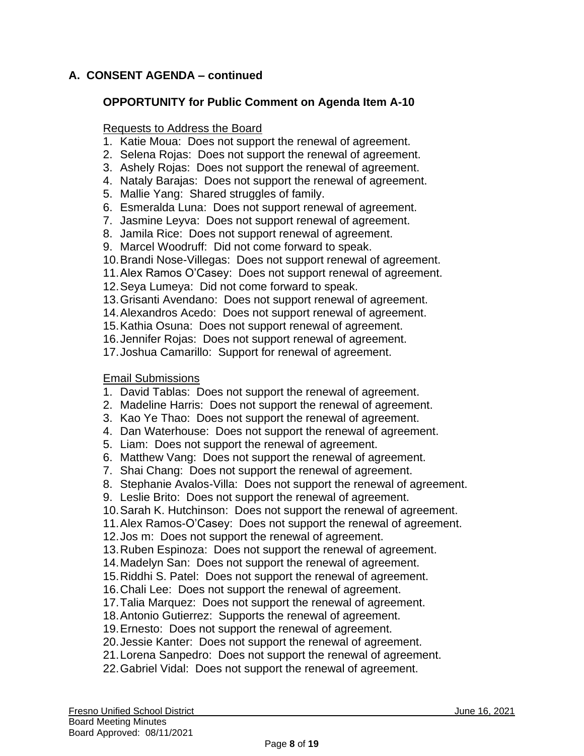## A. CONSENT AGENDA – continued

### OPPORTUNITY for Public Comment on Agenda Item A-10

Requests to Address the Board

1. Katie Moua: Does not support the renewal of agreement.
2. Selena Rojas: Does not support the renewal of agreement.
3. Ashely Rojas: Does not support the renewal of agreement.
4. Nataly Barajas: Does not support the renewal of agreement.
5. Mallie Yang: Shared struggles of family.
6. Esmeralda Luna: Does not support renewal of agreement.
7. Jasmine Leyva: Does not support renewal of agreement.
8. Jamila Rice: Does not support renewal of agreement.
9. Marcel Woodruff: Did not come forward to speak.
10. Brandi Nose-Villegas: Does not support renewal of agreement.
11. Alex Ramos O'Casey: Does not support renewal of agreement.
12. Seya Lumeya: Did not come forward to speak.
13. Grisanti Avendano: Does not support renewal of agreement.
14. Alexandros Acedo: Does not support renewal of agreement.
15. Kathia Osuna: Does not support renewal of agreement.
16. Jennifer Rojas: Does not support renewal of agreement.
17. Joshua Camarillo: Support for renewal of agreement.

Email Submissions

1. David Tablas: Does not support the renewal of agreement.
2. Madeline Harris: Does not support the renewal of agreement.
3. Kao Ye Thao: Does not support the renewal of agreement.
4. Dan Waterhouse: Does not support the renewal of agreement.
5. Liam: Does not support the renewal of agreement.
6. Matthew Vang: Does not support the renewal of agreement.
7. Shai Chang: Does not support the renewal of agreement.
8. Stephanie Avalos-Villa: Does not support the renewal of agreement.
9. Leslie Brito: Does not support the renewal of agreement.
10. Sarah K. Hutchinson: Does not support the renewal of agreement.
11. Alex Ramos-O'Casey: Does not support the renewal of agreement.
12. Jos m: Does not support the renewal of agreement.
13. Ruben Espinoza: Does not support the renewal of agreement.
14. Madelyn San: Does not support the renewal of agreement.
15. Riddhi S. Patel: Does not support the renewal of agreement.
16. Chali Lee: Does not support the renewal of agreement.
17. Talia Marquez: Does not support the renewal of agreement.
18. Antonio Gutierrez: Supports the renewal of agreement.
19. Ernesto: Does not support the renewal of agreement.
20. Jessie Kanter: Does not support the renewal of agreement.
21. Lorena Sanpedro: Does not support the renewal of agreement.
22. Gabriel Vidal: Does not support the renewal of agreement.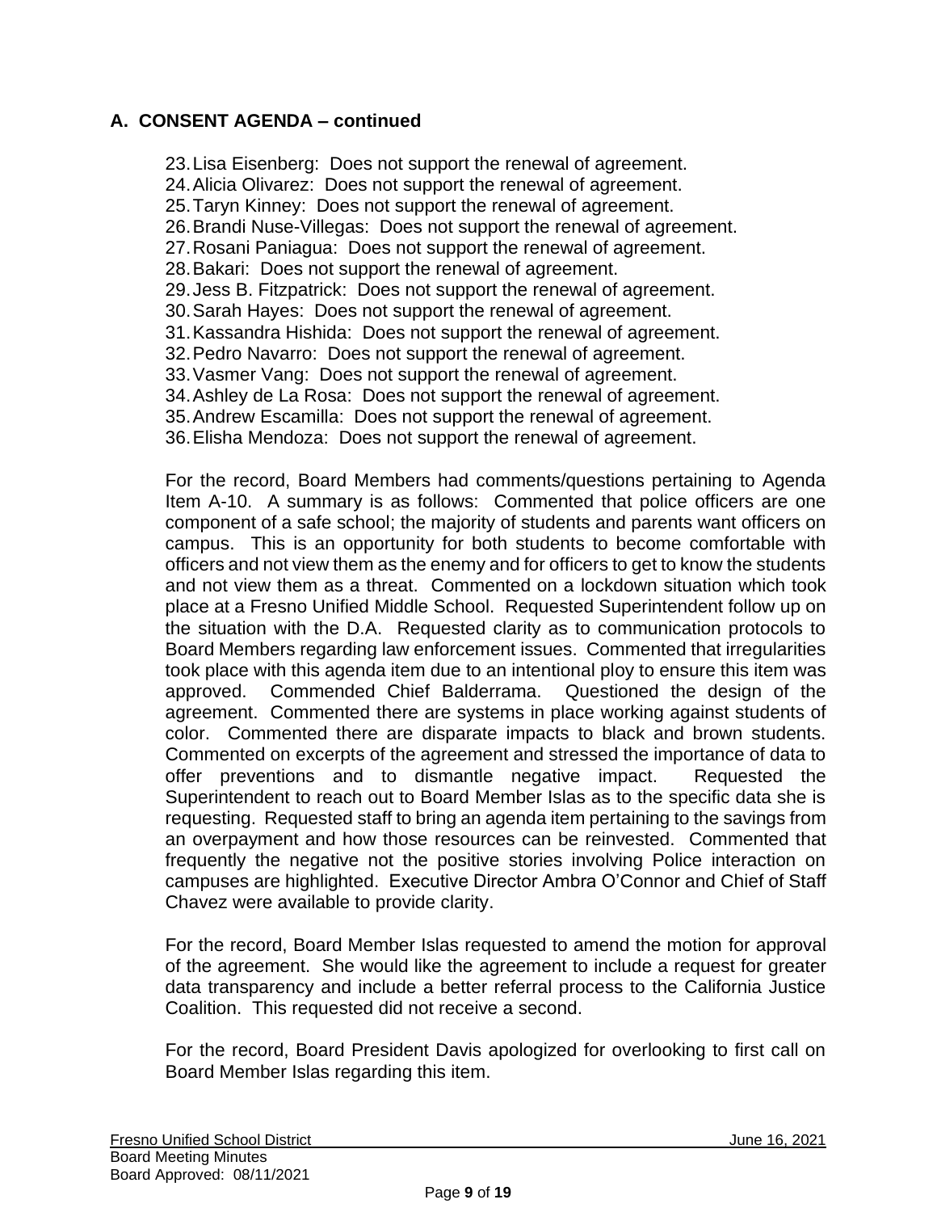## A. CONSENT AGENDA – continued

23. Lisa Eisenberg: Does not support the renewal of agreement.
24. Alicia Olivarez: Does not support the renewal of agreement.
25. Taryn Kinney: Does not support the renewal of agreement.
26. Brandi Nuse-Villegas: Does not support the renewal of agreement.
27. Rosani Paniagua: Does not support the renewal of agreement.
28. Bakari: Does not support the renewal of agreement.
29. Jess B. Fitzpatrick: Does not support the renewal of agreement.
30. Sarah Hayes: Does not support the renewal of agreement.
31. Kassandra Hishida: Does not support the renewal of agreement.
32. Pedro Navarro: Does not support the renewal of agreement.
33. Vasmer Vang: Does not support the renewal of agreement.
34. Ashley de La Rosa: Does not support the renewal of agreement.
35. Andrew Escamilla: Does not support the renewal of agreement.
36. Elisha Mendoza: Does not support the renewal of agreement.

For the record, Board Members had comments/questions pertaining to Agenda Item A-10. A summary is as follows: Commented that police officers are one component of a safe school; the majority of students and parents want officers on campus. This is an opportunity for both students to become comfortable with officers and not view them as the enemy and for officers to get to know the students and not view them as a threat. Commented on a lockdown situation which took place at a Fresno Unified Middle School. Requested Superintendent follow up on the situation with the D.A. Requested clarity as to communication protocols to Board Members regarding law enforcement issues. Commented that irregularities took place with this agenda item due to an intentional ploy to ensure this item was approved. Commended Chief Balderrama. Questioned the design of the agreement. Commented there are systems in place working against students of color. Commented there are disparate impacts to black and brown students. Commented on excerpts of the agreement and stressed the importance of data to offer preventions and to dismantle negative impact. Requested the Superintendent to reach out to Board Member Islas as to the specific data she is requesting. Requested staff to bring an agenda item pertaining to the savings from an overpayment and how those resources can be reinvested. Commented that frequently the negative not the positive stories involving Police interaction on campuses are highlighted. Executive Director Ambra O'Connor and Chief of Staff Chavez were available to provide clarity.

For the record, Board Member Islas requested to amend the motion for approval of the agreement. She would like the agreement to include a request for greater data transparency and include a better referral process to the California Justice Coalition. This requested did not receive a second.

For the record, Board President Davis apologized for overlooking to first call on Board Member Islas regarding this item.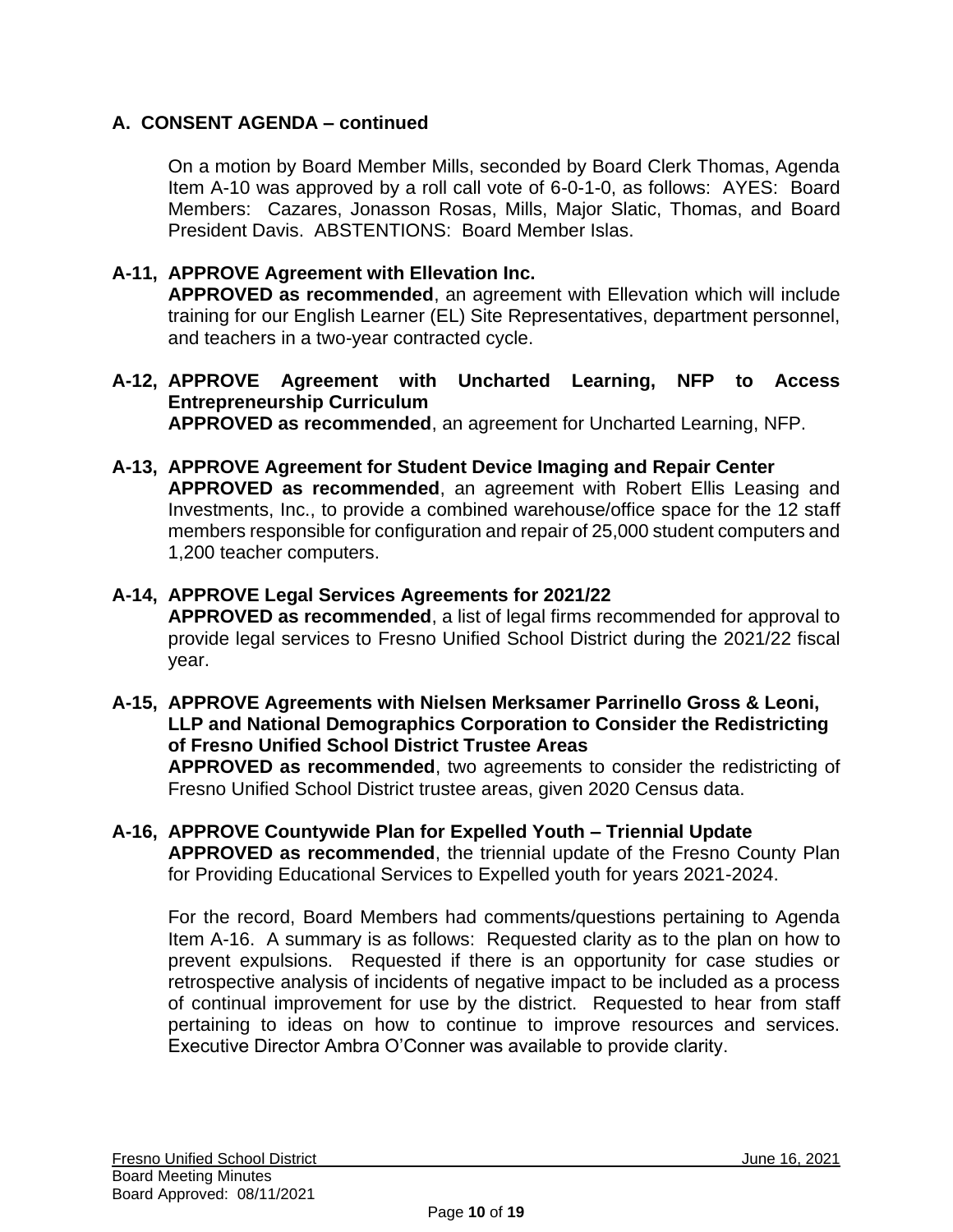## A. CONSENT AGENDA – continued

On a motion by Board Member Mills, seconded by Board Clerk Thomas, Agenda Item A-10 was approved by a roll call vote of 6-0-1-0, as follows: AYES: Board Members: Cazares, Jonasson Rosas, Mills, Major Slatic, Thomas, and Board President Davis. ABSTENTIONS: Board Member Islas.

**A-11, APPROVE Agreement with Ellevation Inc.**
**APPROVED as recommended**, an agreement with Ellevation which will include training for our English Learner (EL) Site Representatives, department personnel, and teachers in a two-year contracted cycle.

**A-12, APPROVE Agreement with Uncharted Learning, NFP to Access Entrepreneurship Curriculum**
**APPROVED as recommended**, an agreement for Uncharted Learning, NFP.

**A-13, APPROVE Agreement for Student Device Imaging and Repair Center**
**APPROVED as recommended**, an agreement with Robert Ellis Leasing and Investments, Inc., to provide a combined warehouse/office space for the 12 staff members responsible for configuration and repair of 25,000 student computers and 1,200 teacher computers.

**A-14, APPROVE Legal Services Agreements for 2021/22**
**APPROVED as recommended**, a list of legal firms recommended for approval to provide legal services to Fresno Unified School District during the 2021/22 fiscal year.

**A-15, APPROVE Agreements with Nielsen Merksamer Parrinello Gross & Leoni, LLP and National Demographics Corporation to Consider the Redistricting of Fresno Unified School District Trustee Areas**
**APPROVED as recommended**, two agreements to consider the redistricting of Fresno Unified School District trustee areas, given 2020 Census data.

**A-16, APPROVE Countywide Plan for Expelled Youth – Triennial Update**
**APPROVED as recommended**, the triennial update of the Fresno County Plan for Providing Educational Services to Expelled youth for years 2021-2024.

For the record, Board Members had comments/questions pertaining to Agenda Item A-16. A summary is as follows: Requested clarity as to the plan on how to prevent expulsions. Requested if there is an opportunity for case studies or retrospective analysis of incidents of negative impact to be included as a process of continual improvement for use by the district. Requested to hear from staff pertaining to ideas on how to continue to improve resources and services. Executive Director Ambra O'Conner was available to provide clarity.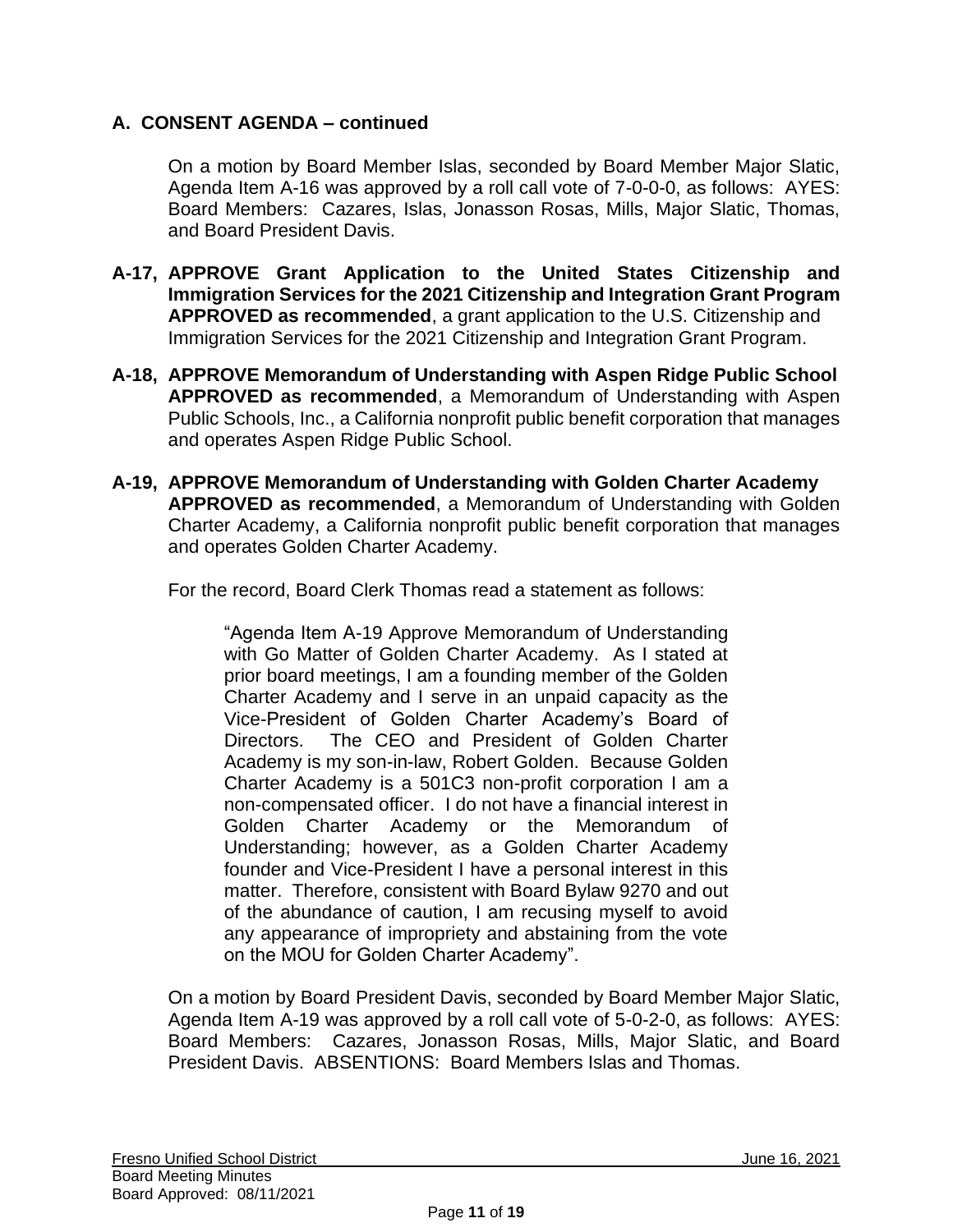## A. CONSENT AGENDA – continued

On a motion by Board Member Islas, seconded by Board Member Major Slatic, Agenda Item A-16 was approved by a roll call vote of 7-0-0-0, as follows: AYES: Board Members: Cazares, Islas, Jonasson Rosas, Mills, Major Slatic, Thomas, and Board President Davis.

**A-17, APPROVE Grant Application to the United States Citizenship and Immigration Services for the 2021 Citizenship and Integration Grant Program APPROVED as recommended**, a grant application to the U.S. Citizenship and Immigration Services for the 2021 Citizenship and Integration Grant Program.

**A-18, APPROVE Memorandum of Understanding with Aspen Ridge Public School APPROVED as recommended**, a Memorandum of Understanding with Aspen Public Schools, Inc., a California nonprofit public benefit corporation that manages and operates Aspen Ridge Public School.

**A-19, APPROVE Memorandum of Understanding with Golden Charter Academy APPROVED as recommended**, a Memorandum of Understanding with Golden Charter Academy, a California nonprofit public benefit corporation that manages and operates Golden Charter Academy.

For the record, Board Clerk Thomas read a statement as follows:

> "Agenda Item A-19 Approve Memorandum of Understanding with Go Matter of Golden Charter Academy. As I stated at prior board meetings, I am a founding member of the Golden Charter Academy and I serve in an unpaid capacity as the Vice-President of Golden Charter Academy's Board of Directors. The CEO and President of Golden Charter Academy is my son-in-law, Robert Golden. Because Golden Charter Academy is a 501C3 non-profit corporation I am a non-compensated officer. I do not have a financial interest in Golden Charter Academy or the Memorandum of Understanding; however, as a Golden Charter Academy founder and Vice-President I have a personal interest in this matter. Therefore, consistent with Board Bylaw 9270 and out of the abundance of caution, I am recusing myself to avoid any appearance of impropriety and abstaining from the vote on the MOU for Golden Charter Academy".

On a motion by Board President Davis, seconded by Board Member Major Slatic, Agenda Item A-19 was approved by a roll call vote of 5-0-2-0, as follows: AYES: Board Members: Cazares, Jonasson Rosas, Mills, Major Slatic, and Board President Davis. ABSENTIONS: Board Members Islas and Thomas.

Fresno Unified School District June 16, 2021
Board Meeting Minutes
Board Approved: 08/11/2021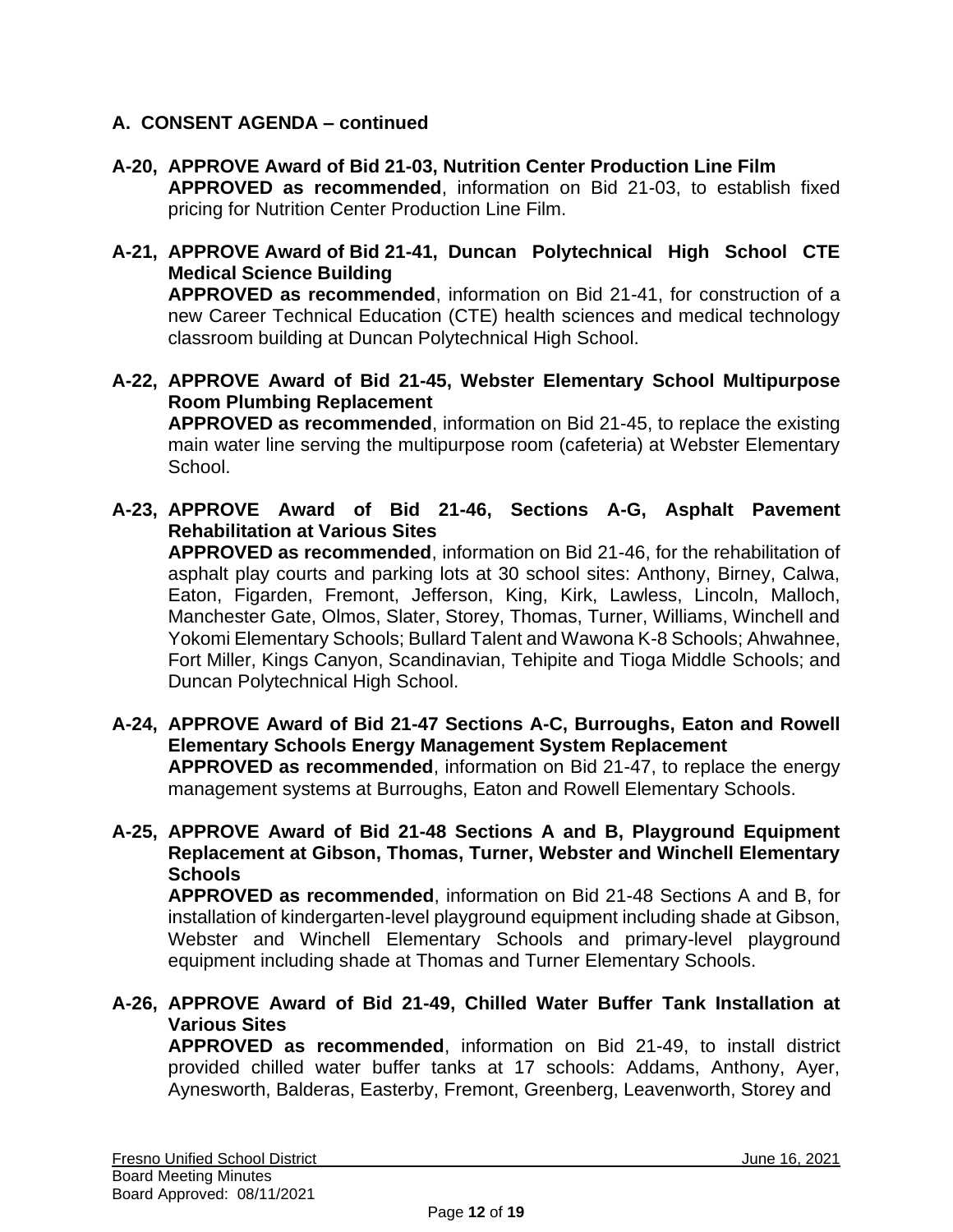## A. CONSENT AGENDA – continued

**A-20, APPROVE Award of Bid 21-03, Nutrition Center Production Line Film**
**APPROVED as recommended**, information on Bid 21-03, to establish fixed pricing for Nutrition Center Production Line Film.

**A-21, APPROVE Award of Bid 21-41, Duncan Polytechnical High School CTE Medical Science Building**
**APPROVED as recommended**, information on Bid 21-41, for construction of a new Career Technical Education (CTE) health sciences and medical technology classroom building at Duncan Polytechnical High School.

**A-22, APPROVE Award of Bid 21-45, Webster Elementary School Multipurpose Room Plumbing Replacement**
**APPROVED as recommended**, information on Bid 21-45, to replace the existing main water line serving the multipurpose room (cafeteria) at Webster Elementary School.

**A-23, APPROVE Award of Bid 21-46, Sections A-G, Asphalt Pavement Rehabilitation at Various Sites**
**APPROVED as recommended**, information on Bid 21-46, for the rehabilitation of asphalt play courts and parking lots at 30 school sites: Anthony, Birney, Calwa, Eaton, Figarden, Fremont, Jefferson, King, Kirk, Lawless, Lincoln, Malloch, Manchester Gate, Olmos, Slater, Storey, Thomas, Turner, Williams, Winchell and Yokomi Elementary Schools; Bullard Talent and Wawona K-8 Schools; Ahwahnee, Fort Miller, Kings Canyon, Scandinavian, Tehipite and Tioga Middle Schools; and Duncan Polytechnical High School.

**A-24, APPROVE Award of Bid 21-47 Sections A-C, Burroughs, Eaton and Rowell Elementary Schools Energy Management System Replacement**
**APPROVED as recommended**, information on Bid 21-47, to replace the energy management systems at Burroughs, Eaton and Rowell Elementary Schools.

**A-25, APPROVE Award of Bid 21-48 Sections A and B, Playground Equipment Replacement at Gibson, Thomas, Turner, Webster and Winchell Elementary Schools**
**APPROVED as recommended**, information on Bid 21-48 Sections A and B, for installation of kindergarten-level playground equipment including shade at Gibson, Webster and Winchell Elementary Schools and primary-level playground equipment including shade at Thomas and Turner Elementary Schools.

**A-26, APPROVE Award of Bid 21-49, Chilled Water Buffer Tank Installation at Various Sites**
**APPROVED as recommended**, information on Bid 21-49, to install district provided chilled water buffer tanks at 17 schools: Addams, Anthony, Ayer, Aynesworth, Balderas, Easterby, Fremont, Greenberg, Leavenworth, Storey and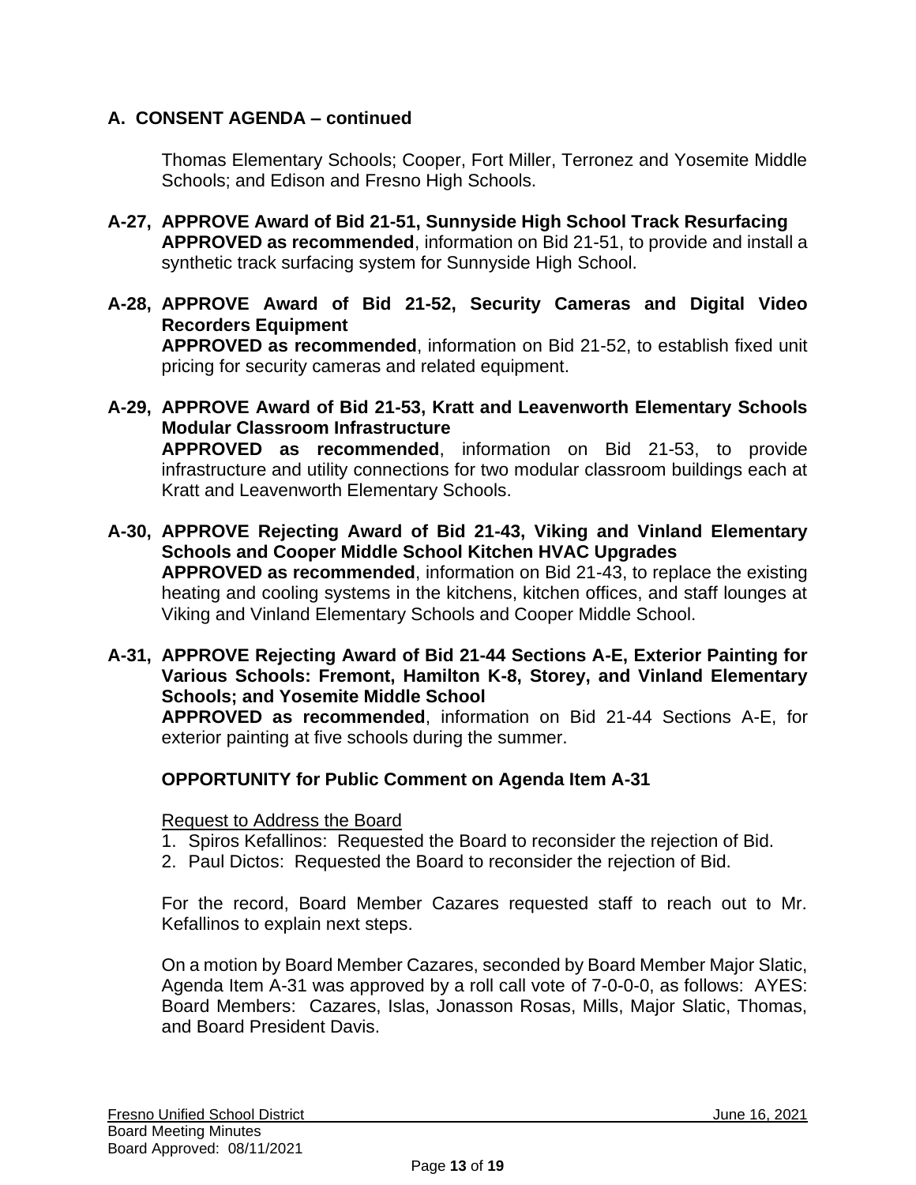## A. CONSENT AGENDA – continued

Thomas Elementary Schools; Cooper, Fort Miller, Terronez and Yosemite Middle Schools; and Edison and Fresno High Schools.

**A-27, APPROVE Award of Bid 21-51, Sunnyside High School Track Resurfacing**
**APPROVED as recommended**, information on Bid 21-51, to provide and install a synthetic track surfacing system for Sunnyside High School.

**A-28, APPROVE Award of Bid 21-52, Security Cameras and Digital Video Recorders Equipment**
**APPROVED as recommended**, information on Bid 21-52, to establish fixed unit pricing for security cameras and related equipment.

**A-29, APPROVE Award of Bid 21-53, Kratt and Leavenworth Elementary Schools Modular Classroom Infrastructure**
**APPROVED as recommended**, information on Bid 21-53, to provide infrastructure and utility connections for two modular classroom buildings each at Kratt and Leavenworth Elementary Schools.

**A-30, APPROVE Rejecting Award of Bid 21-43, Viking and Vinland Elementary Schools and Cooper Middle School Kitchen HVAC Upgrades**
**APPROVED as recommended**, information on Bid 21-43, to replace the existing heating and cooling systems in the kitchens, kitchen offices, and staff lounges at Viking and Vinland Elementary Schools and Cooper Middle School.

**A-31, APPROVE Rejecting Award of Bid 21-44 Sections A-E, Exterior Painting for Various Schools: Fremont, Hamilton K-8, Storey, and Vinland Elementary Schools; and Yosemite Middle School**
**APPROVED as recommended**, information on Bid 21-44 Sections A-E, for exterior painting at five schools during the summer.

**OPPORTUNITY for Public Comment on Agenda Item A-31**

Request to Address the Board

1. Spiros Kefallinos: Requested the Board to reconsider the rejection of Bid.
2. Paul Dictos: Requested the Board to reconsider the rejection of Bid.

For the record, Board Member Cazares requested staff to reach out to Mr. Kefallinos to explain next steps.

On a motion by Board Member Cazares, seconded by Board Member Major Slatic, Agenda Item A-31 was approved by a roll call vote of 7-0-0-0, as follows: AYES: Board Members: Cazares, Islas, Jonasson Rosas, Mills, Major Slatic, Thomas, and Board President Davis.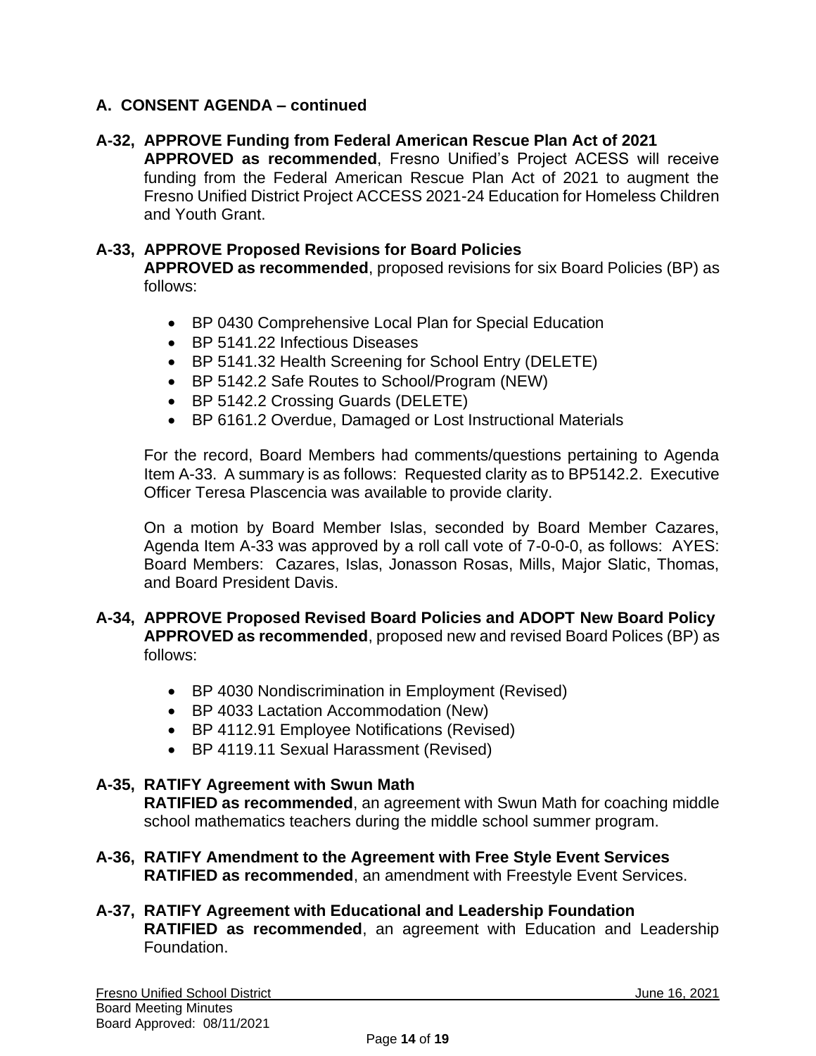## A. CONSENT AGENDA – continued

**A-32, APPROVE Funding from Federal American Rescue Plan Act of 2021**
**APPROVED as recommended**, Fresno Unified's Project ACESS will receive funding from the Federal American Rescue Plan Act of 2021 to augment the Fresno Unified District Project ACCESS 2021-24 Education for Homeless Children and Youth Grant.

**A-33, APPROVE Proposed Revisions for Board Policies**
**APPROVED as recommended**, proposed revisions for six Board Policies (BP) as follows:

- BP 0430 Comprehensive Local Plan for Special Education
- BP 5141.22 Infectious Diseases
- BP 5141.32 Health Screening for School Entry (DELETE)
- BP 5142.2 Safe Routes to School/Program (NEW)
- BP 5142.2 Crossing Guards (DELETE)
- BP 6161.2 Overdue, Damaged or Lost Instructional Materials

For the record, Board Members had comments/questions pertaining to Agenda Item A-33. A summary is as follows: Requested clarity as to BP5142.2. Executive Officer Teresa Plascencia was available to provide clarity.

On a motion by Board Member Islas, seconded by Board Member Cazares, Agenda Item A-33 was approved by a roll call vote of 7-0-0-0, as follows: AYES: Board Members: Cazares, Islas, Jonasson Rosas, Mills, Major Slatic, Thomas, and Board President Davis.

**A-34, APPROVE Proposed Revised Board Policies and ADOPT New Board Policy**
**APPROVED as recommended**, proposed new and revised Board Polices (BP) as follows:

- BP 4030 Nondiscrimination in Employment (Revised)
- BP 4033 Lactation Accommodation (New)
- BP 4112.91 Employee Notifications (Revised)
- BP 4119.11 Sexual Harassment (Revised)

**A-35, RATIFY Agreement with Swun Math**
**RATIFIED as recommended**, an agreement with Swun Math for coaching middle school mathematics teachers during the middle school summer program.

**A-36, RATIFY Amendment to the Agreement with Free Style Event Services**
**RATIFIED as recommended**, an amendment with Freestyle Event Services.

**A-37, RATIFY Agreement with Educational and Leadership Foundation**
**RATIFIED as recommended**, an agreement with Education and Leadership Foundation.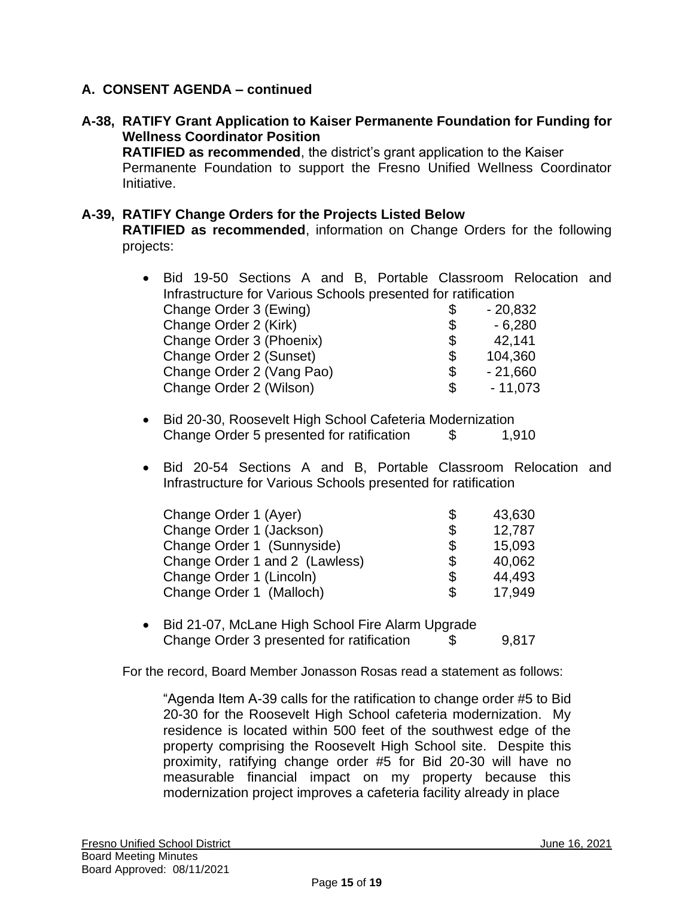## A. CONSENT AGENDA – continued

**A-38, RATIFY Grant Application to Kaiser Permanente Foundation for Funding for Wellness Coordinator Position**

**RATIFIED as recommended**, the district's grant application to the Kaiser Permanente Foundation to support the Fresno Unified Wellness Coordinator Initiative.

**A-39, RATIFY Change Orders for the Projects Listed Below**

**RATIFIED as recommended**, information on Change Orders for the following projects:

- Bid 19-50 Sections A and B, Portable Classroom Relocation and Infrastructure for Various Schools presented for ratification

| | | |
|---|---|---|
| Change Order 3 (Ewing) | $ | - 20,832 |
| Change Order 2 (Kirk) | $ | - 6,280 |
| Change Order 3 (Phoenix) | $ | 42,141 |
| Change Order 2 (Sunset) | $ | 104,360 |
| Change Order 2 (Vang Pao) | $ | - 21,660 |
| Change Order 2 (Wilson) | $ | - 11,073 |

- Bid 20-30, Roosevelt High School Cafeteria Modernization
  Change Order 5 presented for ratification $ 1,910

- Bid 20-54 Sections A and B, Portable Classroom Relocation and Infrastructure for Various Schools presented for ratification

| | | |
|---|---|---|
| Change Order 1 (Ayer) | $ | 43,630 |
| Change Order 1 (Jackson) | $ | 12,787 |
| Change Order 1 (Sunnyside) | $ | 15,093 |
| Change Order 1 and 2 (Lawless) | $ | 40,062 |
| Change Order 1 (Lincoln) | $ | 44,493 |
| Change Order 1 (Malloch) | $ | 17,949 |

- Bid 21-07, McLane High School Fire Alarm Upgrade
  Change Order 3 presented for ratification $ 9,817

For the record, Board Member Jonasson Rosas read a statement as follows:

> "Agenda Item A-39 calls for the ratification to change order #5 to Bid 20-30 for the Roosevelt High School cafeteria modernization. My residence is located within 500 feet of the southwest edge of the property comprising the Roosevelt High School site. Despite this proximity, ratifying change order #5 for Bid 20-30 will have no measurable financial impact on my property because this modernization project improves a cafeteria facility already in place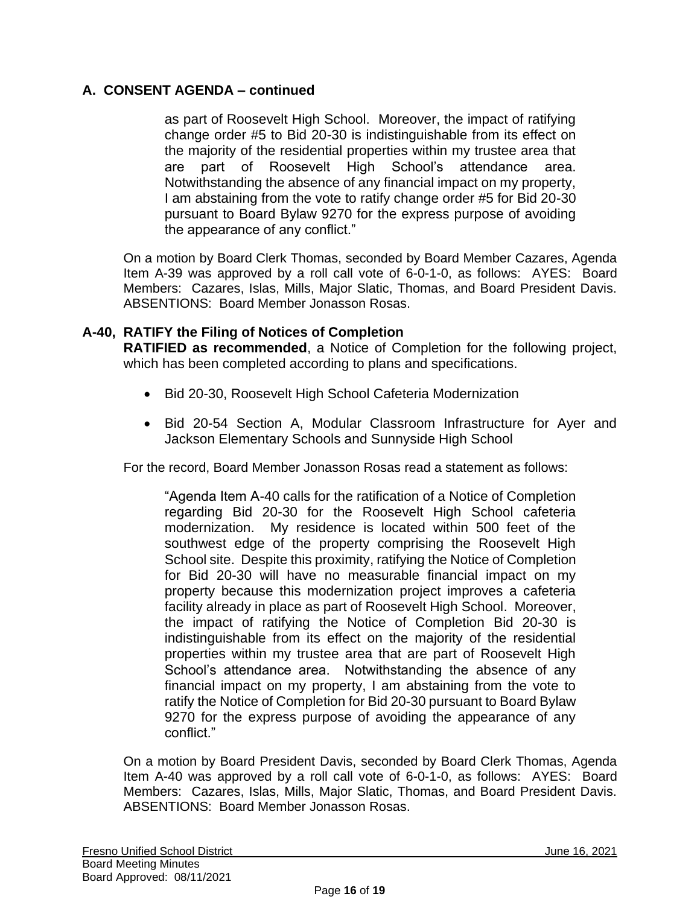## A. CONSENT AGENDA – continued

> as part of Roosevelt High School. Moreover, the impact of ratifying change order #5 to Bid 20-30 is indistinguishable from its effect on the majority of the residential properties within my trustee area that are part of Roosevelt High School's attendance area. Notwithstanding the absence of any financial impact on my property, I am abstaining from the vote to ratify change order #5 for Bid 20-30 pursuant to Board Bylaw 9270 for the express purpose of avoiding the appearance of any conflict."

On a motion by Board Clerk Thomas, seconded by Board Member Cazares, Agenda Item A-39 was approved by a roll call vote of 6-0-1-0, as follows: AYES: Board Members: Cazares, Islas, Mills, Major Slatic, Thomas, and Board President Davis. ABSENTIONS: Board Member Jonasson Rosas.

### A-40, RATIFY the Filing of Notices of Completion

**RATIFIED as recommended**, a Notice of Completion for the following project, which has been completed according to plans and specifications.

- Bid 20-30, Roosevelt High School Cafeteria Modernization
- Bid 20-54 Section A, Modular Classroom Infrastructure for Ayer and Jackson Elementary Schools and Sunnyside High School

For the record, Board Member Jonasson Rosas read a statement as follows:

> "Agenda Item A-40 calls for the ratification of a Notice of Completion regarding Bid 20-30 for the Roosevelt High School cafeteria modernization. My residence is located within 500 feet of the southwest edge of the property comprising the Roosevelt High School site. Despite this proximity, ratifying the Notice of Completion for Bid 20-30 will have no measurable financial impact on my property because this modernization project improves a cafeteria facility already in place as part of Roosevelt High School. Moreover, the impact of ratifying the Notice of Completion Bid 20-30 is indistinguishable from its effect on the majority of the residential properties within my trustee area that are part of Roosevelt High School's attendance area. Notwithstanding the absence of any financial impact on my property, I am abstaining from the vote to ratify the Notice of Completion for Bid 20-30 pursuant to Board Bylaw 9270 for the express purpose of avoiding the appearance of any conflict."

On a motion by Board President Davis, seconded by Board Clerk Thomas, Agenda Item A-40 was approved by a roll call vote of 6-0-1-0, as follows: AYES: Board Members: Cazares, Islas, Mills, Major Slatic, Thomas, and Board President Davis. ABSENTIONS: Board Member Jonasson Rosas.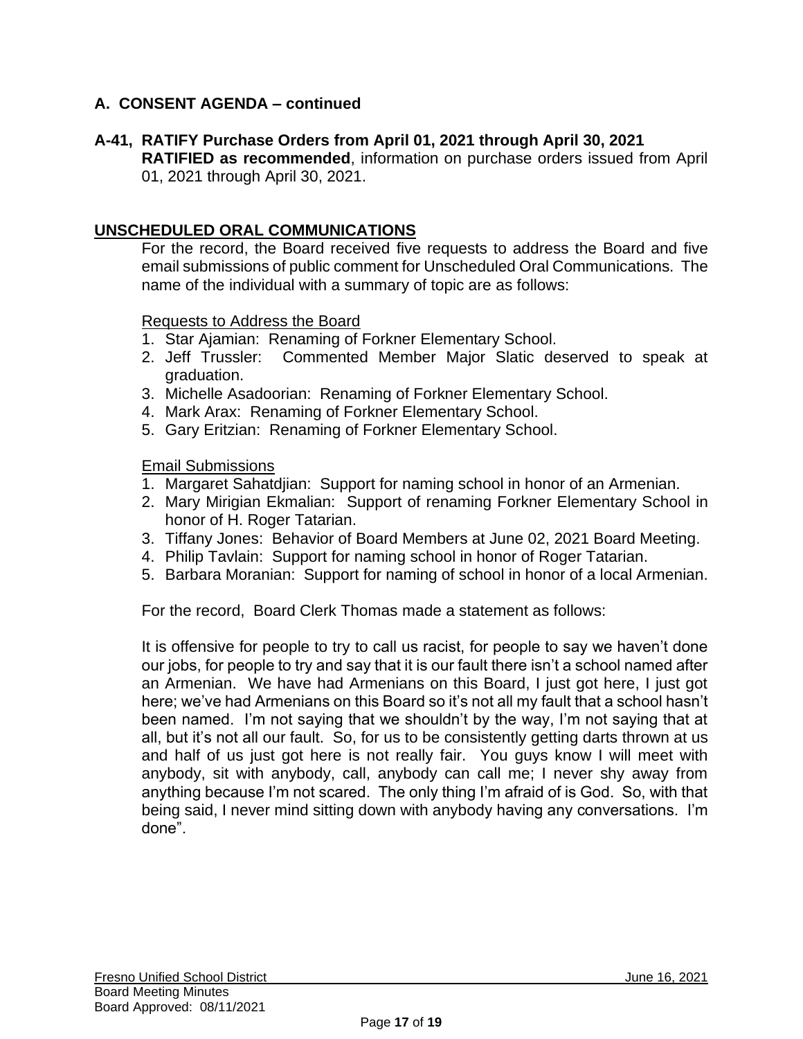## A. CONSENT AGENDA – continued

**A-41, RATIFY Purchase Orders from April 01, 2021 through April 30, 2021**
**RATIFIED as recommended**, information on purchase orders issued from April 01, 2021 through April 30, 2021.

## UNSCHEDULED ORAL COMMUNICATIONS

For the record, the Board received five requests to address the Board and five email submissions of public comment for Unscheduled Oral Communications. The name of the individual with a summary of topic are as follows:

Requests to Address the Board

1. Star Ajamian: Renaming of Forkner Elementary School.
2. Jeff Trussler: Commented Member Major Slatic deserved to speak at graduation.
3. Michelle Asadoorian: Renaming of Forkner Elementary School.
4. Mark Arax: Renaming of Forkner Elementary School.
5. Gary Eritzian: Renaming of Forkner Elementary School.

Email Submissions

1. Margaret Sahatdjian: Support for naming school in honor of an Armenian.
2. Mary Mirigian Ekmalian: Support of renaming Forkner Elementary School in honor of H. Roger Tatarian.
3. Tiffany Jones: Behavior of Board Members at June 02, 2021 Board Meeting.
4. Philip Tavlain: Support for naming school in honor of Roger Tatarian.
5. Barbara Moranian: Support for naming of school in honor of a local Armenian.

For the record, Board Clerk Thomas made a statement as follows:

It is offensive for people to try to call us racist, for people to say we haven't done our jobs, for people to try and say that it is our fault there isn't a school named after an Armenian. We have had Armenians on this Board, I just got here, I just got here; we've had Armenians on this Board so it's not all my fault that a school hasn't been named. I'm not saying that we shouldn't by the way, I'm not saying that at all, but it's not all our fault. So, for us to be consistently getting darts thrown at us and half of us just got here is not really fair. You guys know I will meet with anybody, sit with anybody, call, anybody can call me; I never shy away from anything because I'm not scared. The only thing I'm afraid of is God. So, with that being said, I never mind sitting down with anybody having any conversations. I'm done".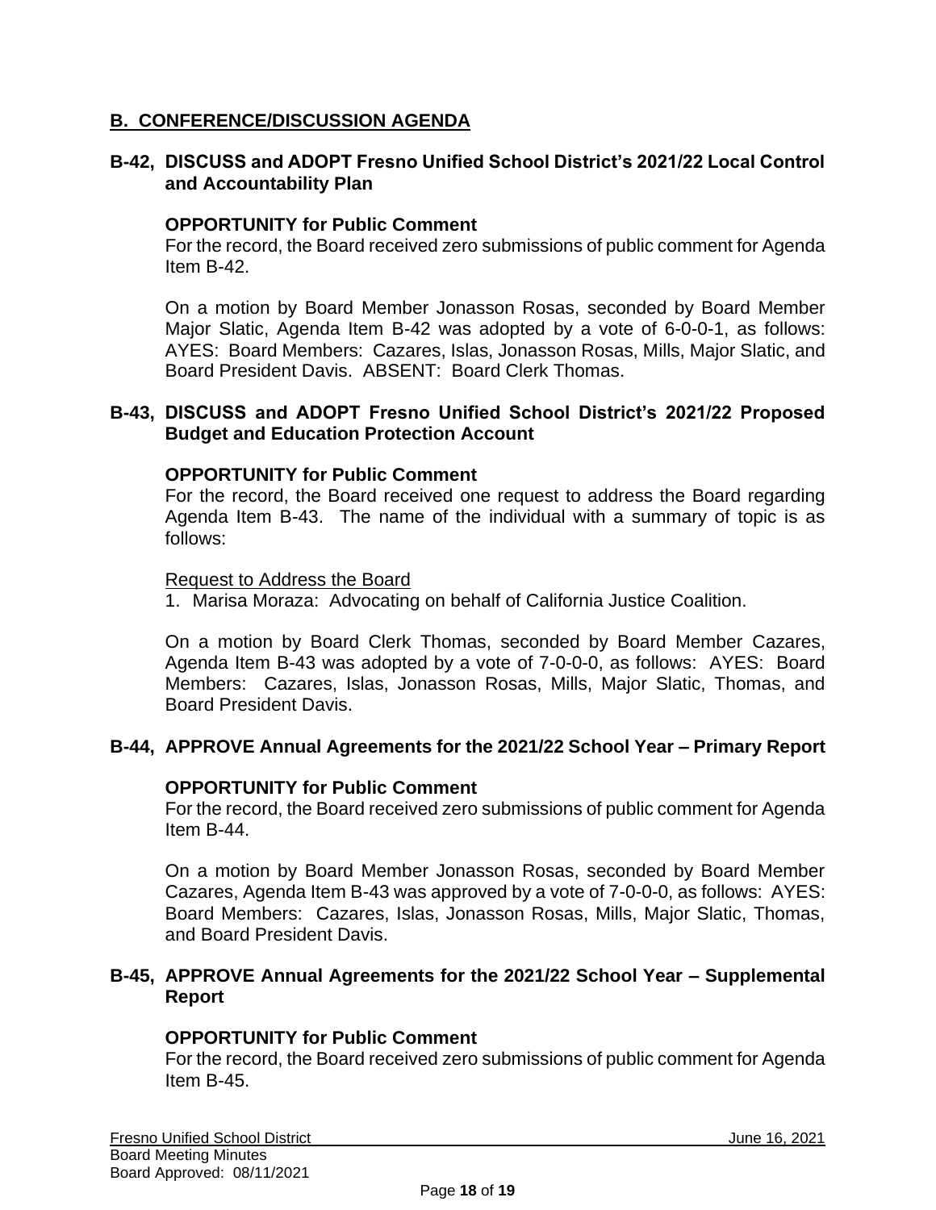## B. CONFERENCE/DISCUSSION AGENDA

### B-42, DISCUSS and ADOPT Fresno Unified School District's 2021/22 Local Control and Accountability Plan

**OPPORTUNITY for Public Comment**

For the record, the Board received zero submissions of public comment for Agenda Item B-42.

On a motion by Board Member Jonasson Rosas, seconded by Board Member Major Slatic, Agenda Item B-42 was adopted by a vote of 6-0-0-1, as follows: AYES: Board Members: Cazares, Islas, Jonasson Rosas, Mills, Major Slatic, and Board President Davis. ABSENT: Board Clerk Thomas.

### B-43, DISCUSS and ADOPT Fresno Unified School District's 2021/22 Proposed Budget and Education Protection Account

**OPPORTUNITY for Public Comment**

For the record, the Board received one request to address the Board regarding Agenda Item B-43. The name of the individual with a summary of topic is as follows:

Request to Address the Board

1. Marisa Moraza: Advocating on behalf of California Justice Coalition.

On a motion by Board Clerk Thomas, seconded by Board Member Cazares, Agenda Item B-43 was adopted by a vote of 7-0-0-0, as follows: AYES: Board Members: Cazares, Islas, Jonasson Rosas, Mills, Major Slatic, Thomas, and Board President Davis.

### B-44, APPROVE Annual Agreements for the 2021/22 School Year – Primary Report

**OPPORTUNITY for Public Comment**

For the record, the Board received zero submissions of public comment for Agenda Item B-44.

On a motion by Board Member Jonasson Rosas, seconded by Board Member Cazares, Agenda Item B-43 was approved by a vote of 7-0-0-0, as follows: AYES: Board Members: Cazares, Islas, Jonasson Rosas, Mills, Major Slatic, Thomas, and Board President Davis.

### B-45, APPROVE Annual Agreements for the 2021/22 School Year – Supplemental Report

**OPPORTUNITY for Public Comment**

For the record, the Board received zero submissions of public comment for Agenda Item B-45.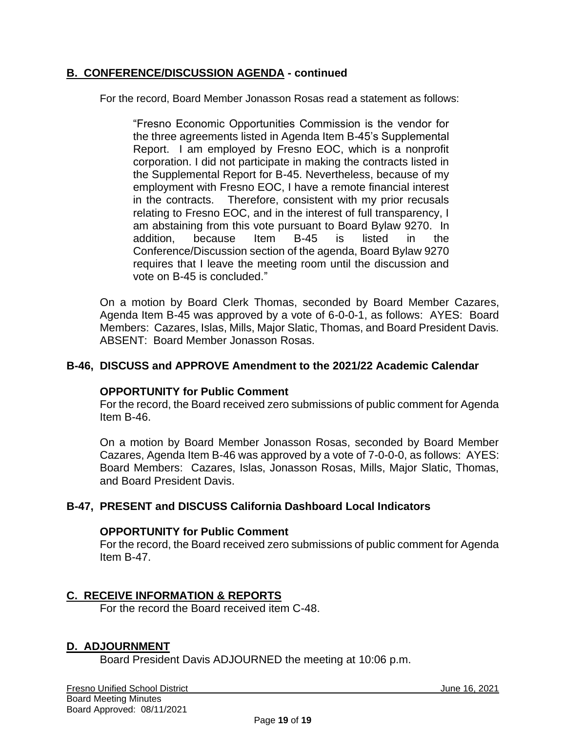## **B. CONFERENCE/DISCUSSION AGENDA - continued**

For the record, Board Member Jonasson Rosas read a statement as follows:

> "Fresno Economic Opportunities Commission is the vendor for the three agreements listed in Agenda Item B-45's Supplemental Report. I am employed by Fresno EOC, which is a nonprofit corporation. I did not participate in making the contracts listed in the Supplemental Report for B-45. Nevertheless, because of my employment with Fresno EOC, I have a remote financial interest in the contracts. Therefore, consistent with my prior recusals relating to Fresno EOC, and in the interest of full transparency, I am abstaining from this vote pursuant to Board Bylaw 9270. In addition, because Item B-45 is listed in the Conference/Discussion section of the agenda, Board Bylaw 9270 requires that I leave the meeting room until the discussion and vote on B-45 is concluded."

On a motion by Board Clerk Thomas, seconded by Board Member Cazares, Agenda Item B-45 was approved by a vote of 6-0-0-1, as follows: AYES: Board Members: Cazares, Islas, Mills, Major Slatic, Thomas, and Board President Davis. ABSENT: Board Member Jonasson Rosas.

### **B-46, DISCUSS and APPROVE Amendment to the 2021/22 Academic Calendar**

**OPPORTUNITY for Public Comment**
For the record, the Board received zero submissions of public comment for Agenda Item B-46.

On a motion by Board Member Jonasson Rosas, seconded by Board Member Cazares, Agenda Item B-46 was approved by a vote of 7-0-0-0, as follows: AYES: Board Members: Cazares, Islas, Jonasson Rosas, Mills, Major Slatic, Thomas, and Board President Davis.

### **B-47, PRESENT and DISCUSS California Dashboard Local Indicators**

**OPPORTUNITY for Public Comment**
For the record, the Board received zero submissions of public comment for Agenda Item B-47.

## **C. RECEIVE INFORMATION & REPORTS**

For the record the Board received item C-48.

## **D. ADJOURNMENT**

Board President Davis ADJOURNED the meeting at 10:06 p.m.

Fresno Unified School District June 16, 2021
Board Meeting Minutes
Board Approved: 08/11/2021